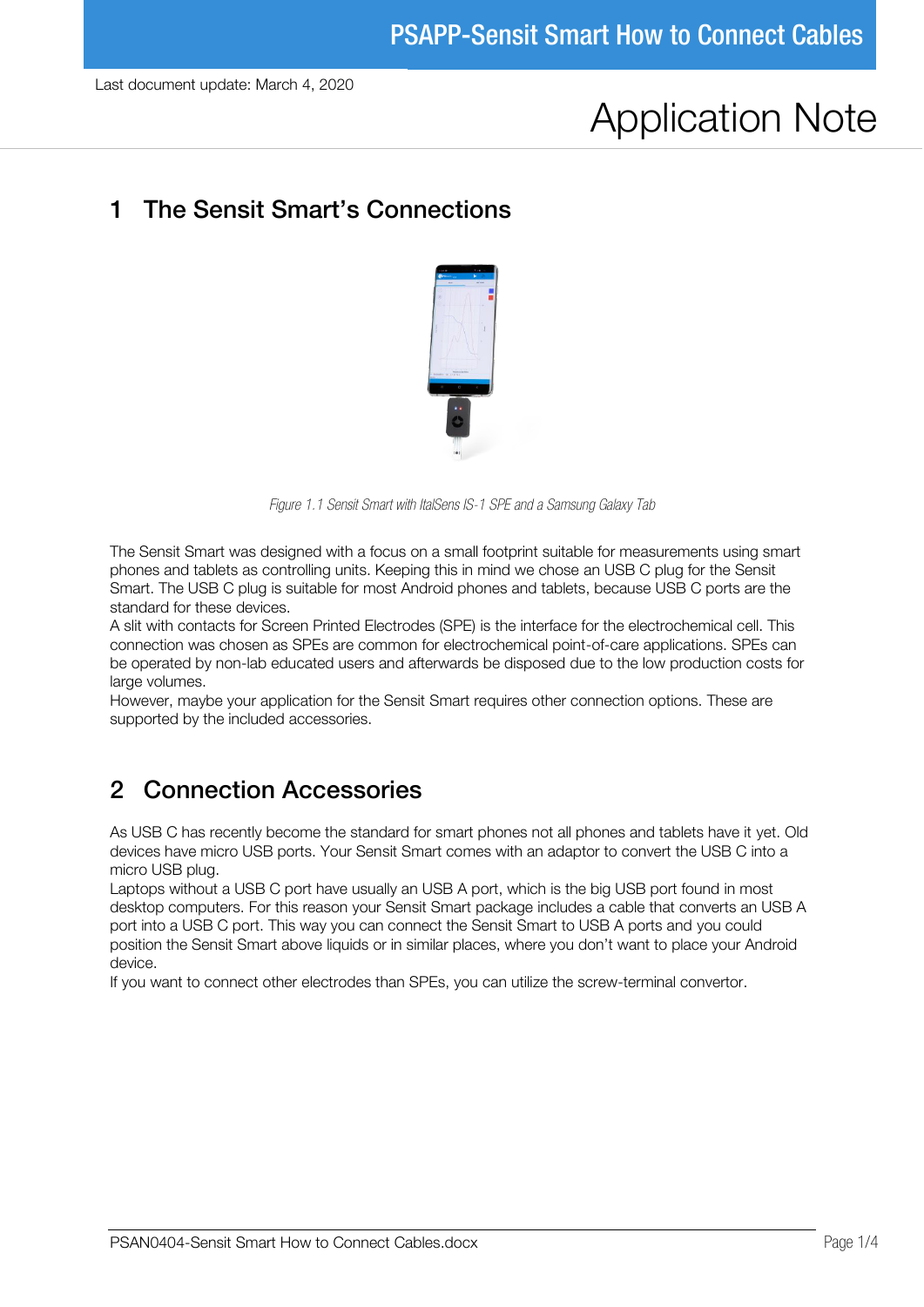Last document update: March 4, 2020

# Application Note

## 1 The Sensit Smart's Connections

*Figure 1.1 Sensit Smart with ItalSens IS-1 SPE and a Samsung Galaxy Tab*

The Sensit Smart was designed with a focus on a small footprint suitable for measurements using smart phones and tablets as controlling units. Keeping this in mind we chose an USB C plug for the Sensit Smart. The USB C plug is suitable for most Android phones and tablets, because USB C ports are the standard for these devices.
A slit with contacts for Screen Printed Electrodes (SPE) is the interface for the electrochemical cell. This connection was chosen as SPEs are common for electrochemical point-of-care applications. SPEs can be operated by non-lab educated users and afterwards be disposed due to the low production costs for large volumes.
However, maybe your application for the Sensit Smart requires other connection options. These are supported by the included accessories.

## 2 Connection Accessories

As USB C has recently become the standard for smart phones not all phones and tablets have it yet. Old devices have micro USB ports. Your Sensit Smart comes with an adaptor to convert the USB C into a micro USB plug.
Laptops without a USB C port have usually an USB A port, which is the big USB port found in most desktop computers. For this reason your Sensit Smart package includes a cable that converts an USB A port into a USB C port. This way you can connect the Sensit Smart to USB A ports and you could position the Sensit Smart above liquids or in similar places, where you don't want to place your Android device.
If you want to connect other electrodes than SPEs, you can utilize the screw-terminal convertor.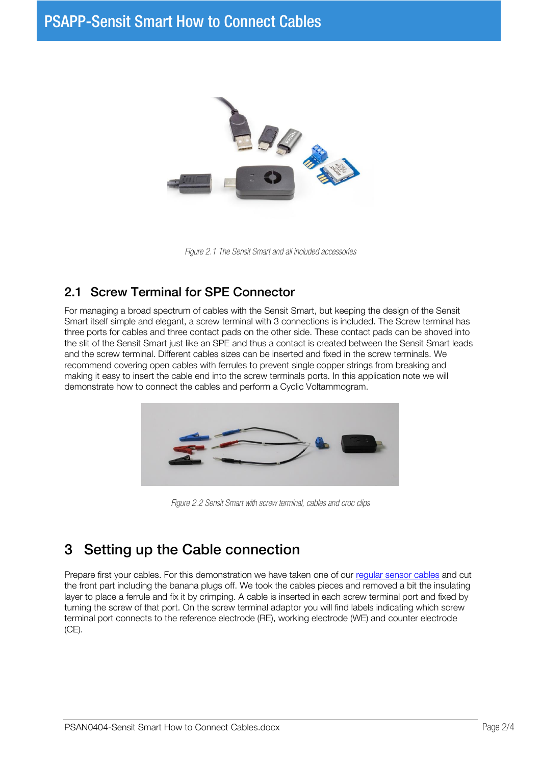Figure 2.1 The Sensit Smart and all included accessories

## 2.1 Screw Terminal for SPE Connector

For managing a broad spectrum of cables with the Sensit Smart, but keeping the design of the Sensit Smart itself simple and elegant, a screw terminal with 3 connections is included. The Screw terminal has three ports for cables and three contact pads on the other side. These contact pads can be shoved into the slit of the Sensit Smart just like an SPE and thus a contact is created between the Sensit Smart leads and the screw terminal. Different cables sizes can be inserted and fixed in the screw terminals. We recommend covering open cables with ferrules to prevent single copper strings from breaking and making it easy to insert the cable end into the screw terminals ports. In this application note we will demonstrate how to connect the cables and perform a Cyclic Voltammogram.

Figure 2.2 Sensit Smart with screw terminal, cables and croc clips

# 3 Setting up the Cable connection

Prepare first your cables. For this demonstration we have taken one of our regular sensor cables and cut the front part including the banana plugs off. We took the cables pieces and removed a bit the insulating layer to place a ferrule and fix it by crimping. A cable is inserted in each screw terminal port and fixed by turning the screw of that port. On the screw terminal adaptor you will find labels indicating which screw terminal port connects to the reference electrode (RE), working electrode (WE) and counter electrode (CE).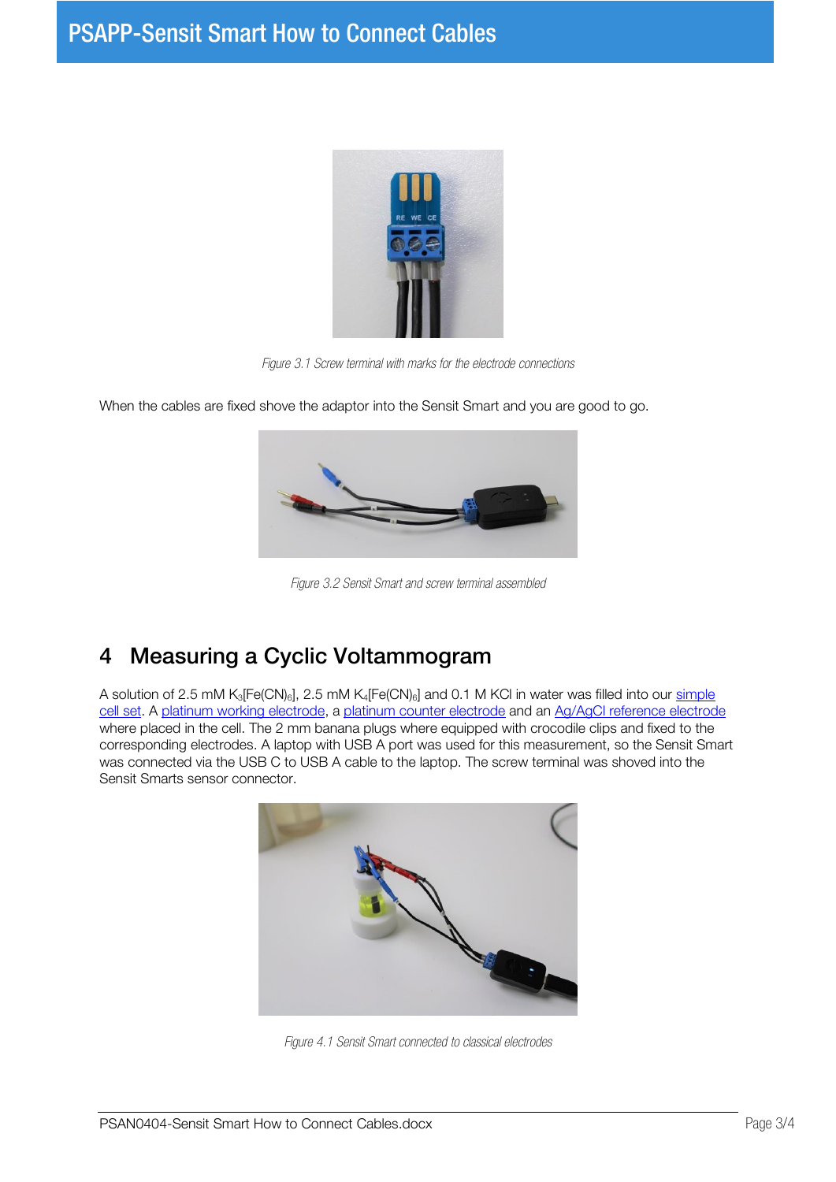*Figure 3.1 Screw terminal with marks for the electrode connections*

When the cables are fixed shove the adaptor into the Sensit Smart and you are good to go.

*Figure 3.2 Sensit Smart and screw terminal assembled*

# 4 Measuring a Cyclic Voltammogram

A solution of 2.5 mM $K_3[Fe(CN)_6]$, 2.5 mM $K_4[Fe(CN)_6]$ and 0.1 M KCl in water was filled into our simple cell set. A platinum working electrode, a platinum counter electrode and an Ag/AgCl reference electrode where placed in the cell. The 2 mm banana plugs where equipped with crocodile clips and fixed to the corresponding electrodes. A laptop with USB A port was used for this measurement, so the Sensit Smart was connected via the USB C to USB A cable to the laptop. The screw terminal was shoved into the Sensit Smarts sensor connector.

*Figure 4.1 Sensit Smart connected to classical electrodes*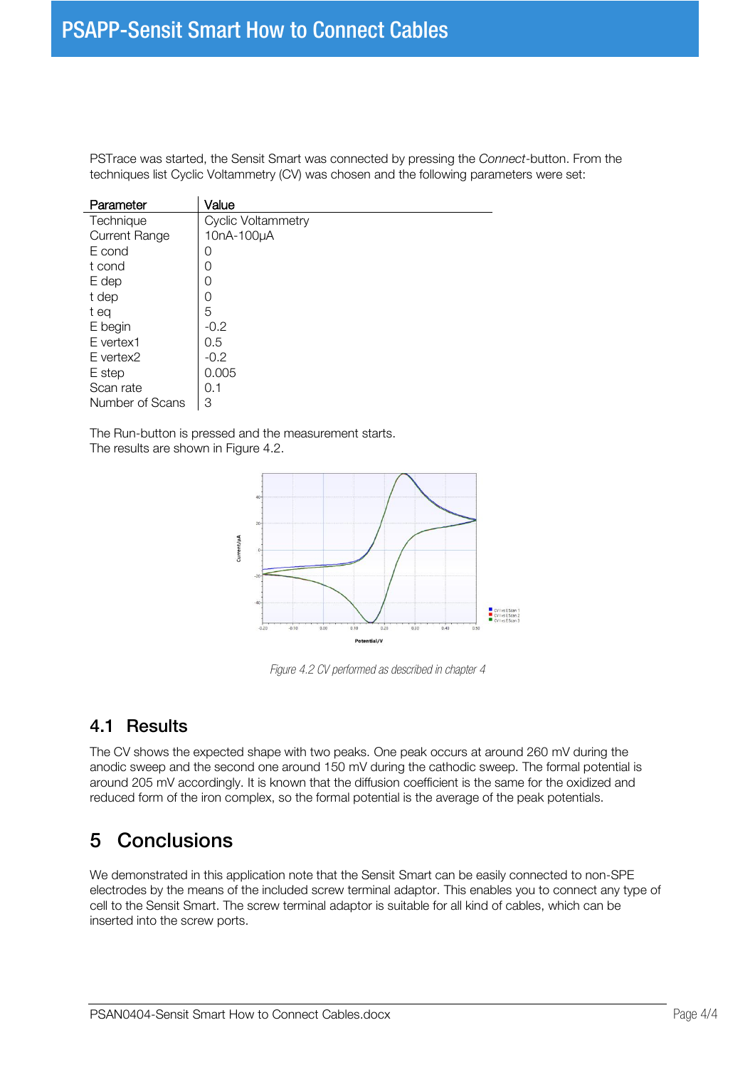PSTrace was started, the Sensit Smart was connected by pressing the *Connect*-button. From the techniques list Cyclic Voltammetry (CV) was chosen and the following parameters were set:

| Parameter | Value |
|---|---|
| Technique | Cyclic Voltammetry |
| Current Range | 10nA-100µA |
| E cond | 0 |
| t cond | 0 |
| E dep | 0 |
| t dep | 0 |
| t eq | 5 |
| E begin | -0.2 |
| E vertex1 | 0.5 |
| E vertex2 | -0.2 |
| E step | 0.005 |
| Scan rate | 0.1 |
| Number of Scans | 3 |

The Run-button is pressed and the measurement starts.
The results are shown in Figure 4.2.

Current/µA
40
20
0
-20
-40
-0.20 -0.10 0.00 0.10 0.20 0.30 0.40 0.50
Potential/V
CV i vs E Scan 1
CV i vs E Scan 2
CV i vs E Scan 3

*Figure 4.2 CV performed as described in chapter 4*

## 4.1 Results

The CV shows the expected shape with two peaks. One peak occurs at around 260 mV during the anodic sweep and the second one around 150 mV during the cathodic sweep. The formal potential is around 205 mV accordingly. It is known that the diffusion coefficient is the same for the oxidized and reduced form of the iron complex, so the formal potential is the average of the peak potentials.

# 5 Conclusions

We demonstrated in this application note that the Sensit Smart can be easily connected to non-SPE electrodes by the means of the included screw terminal adaptor. This enables you to connect any type of cell to the Sensit Smart. The screw terminal adaptor is suitable for all kind of cables, which can be inserted into the screw ports.